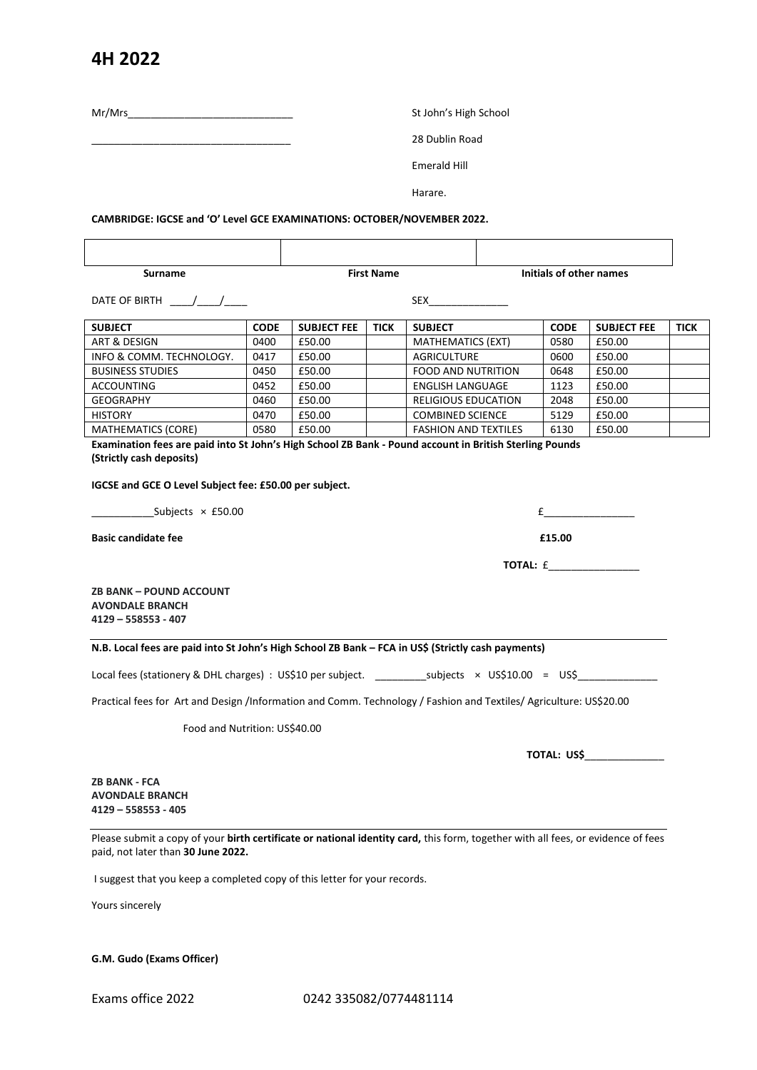# 4H 2022

Mr/Mrs_____________________________

___________________________________

St John's High School

28 Dublin Road

Emerald Hill

Harare.

**CAMBRIDGE: IGCSE and 'O' Level GCE EXAMINATIONS: OCTOBER/NOVEMBER 2022.**

| | | |
|---|---|---|
| | | |
| **Surname** | **First Name** | **Initials of other names** |

DATE OF BIRTH ____/____/____ SEX______________

| SUBJECT | CODE | SUBJECT FEE | TICK | SUBJECT | CODE | SUBJECT FEE | TICK |
|---|---|---|---|---|---|---|---|
| ART & DESIGN | 0400 | £50.00 | | MATHEMATICS (EXT) | 0580 | £50.00 | |
| INFO & COMM. TECHNOLOGY. | 0417 | £50.00 | | AGRICULTURE | 0600 | £50.00 | |
| BUSINESS STUDIES | 0450 | £50.00 | | FOOD AND NUTRITION | 0648 | £50.00 | |
| ACCOUNTING | 0452 | £50.00 | | ENGLISH LANGUAGE | 1123 | £50.00 | |
| GEOGRAPHY | 0460 | £50.00 | | RELIGIOUS EDUCATION | 2048 | £50.00 | |
| HISTORY | 0470 | £50.00 | | COMBINED SCIENCE | 5129 | £50.00 | |
| MATHEMATICS (CORE) | 0580 | £50.00 | | FASHION AND TEXTILES | 6130 | £50.00 | |

**Examination fees are paid into St John's High School ZB Bank - Pound account in British Sterling Pounds (Strictly cash deposits)**

**IGCSE and GCE O Level Subject fee: £50.00 per subject.**

___________Subjects × £50.00 £________________

**Basic candidate fee** **£15.00**

**TOTAL:** £________________

**ZB BANK – POUND ACCOUNT**
**AVONDALE BRANCH**
**4129 – 558553 - 407**

---

**N.B. Local fees are paid into St John's High School ZB Bank – FCA in US$ (Strictly cash payments)**

Local fees (stationery & DHL charges) : US$10 per subject. _________subjects × US$10.00 = US$______________

Practical fees for Art and Design /Information and Comm. Technology / Fashion and Textiles/ Agriculture: US$20.00

Food and Nutrition: US$40.00

**TOTAL: US$**______________

**ZB BANK - FCA**
**AVONDALE BRANCH**
**4129 – 558553 - 405**

---

Please submit a copy of your **birth certificate or national identity card,** this form, together with all fees, or evidence of fees paid, not later than **30 June 2022.**

I suggest that you keep a completed copy of this letter for your records.

Yours sincerely

**G.M. Gudo (Exams Officer)**

Exams office 2022 0242 335082/0774481114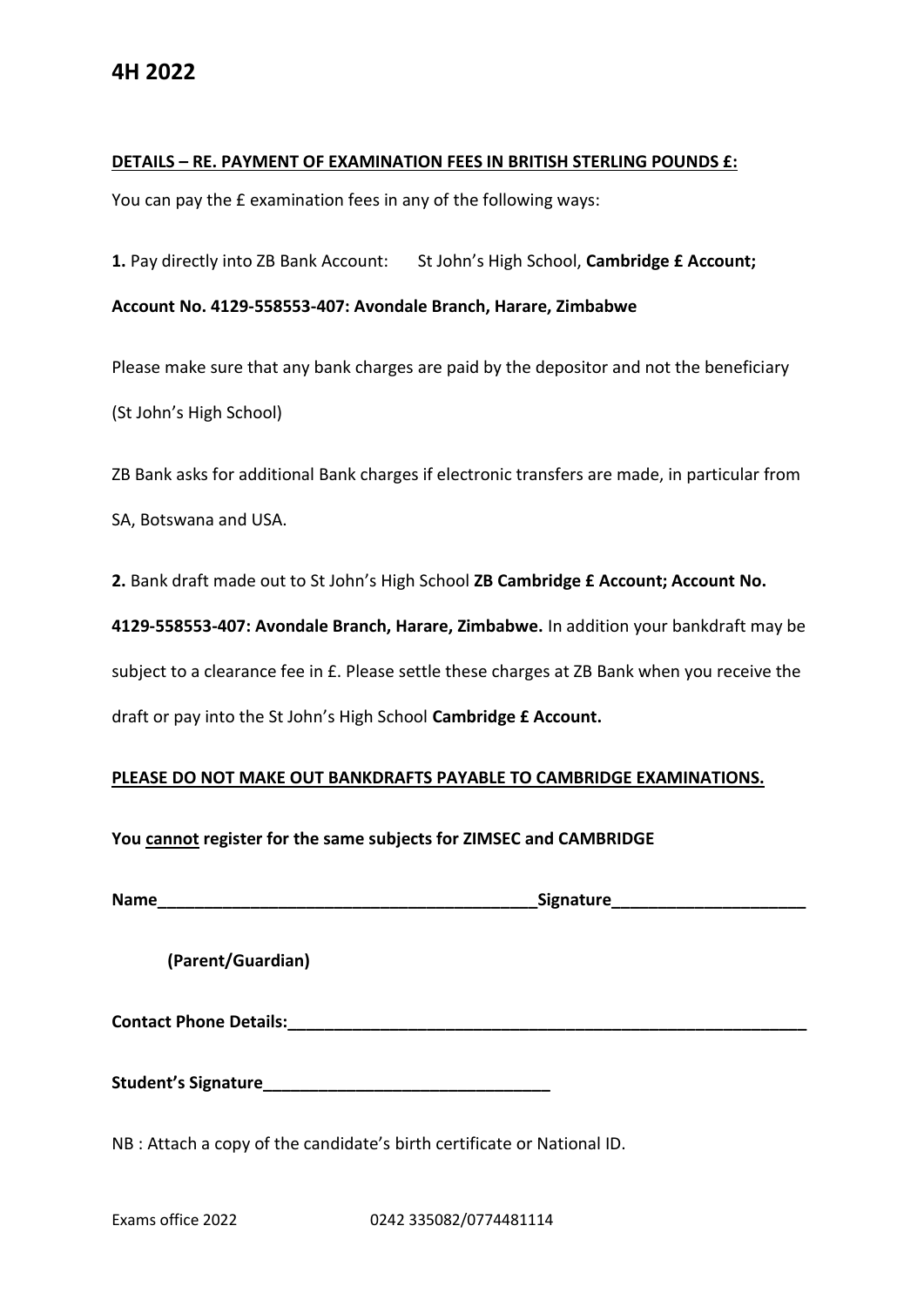# 4H 2022

**<u>DETAILS – RE. PAYMENT OF EXAMINATION FEES IN BRITISH STERLING POUNDS £:</u>**

You can pay the £ examination fees in any of the following ways:

**1.** Pay directly into ZB Bank Account: St John's High School, **Cambridge £ Account;**

**Account No. 4129-558553-407: Avondale Branch, Harare, Zimbabwe**

Please make sure that any bank charges are paid by the depositor and not the beneficiary (St John's High School)

ZB Bank asks for additional Bank charges if electronic transfers are made, in particular from SA, Botswana and USA.

**2.** Bank draft made out to St John's High School **ZB Cambridge £ Account; Account No. 4129-558553-407: Avondale Branch, Harare, Zimbabwe.** In addition your bankdraft may be subject to a clearance fee in £. Please settle these charges at ZB Bank when you receive the draft or pay into the St John's High School **Cambridge £ Account.**

**<u>PLEASE DO NOT MAKE OUT BANKDRAFTS PAYABLE TO CAMBRIDGE EXAMINATIONS.</u>**

**You <u>cannot</u> register for the same subjects for ZIMSEC and CAMBRIDGE**

**Name__________________________________________Signature_____________________**

**(Parent/Guardian)**

**Contact Phone Details:___________________________________________________________**

**Student's Signature_______________________________**

NB : Attach a copy of the candidate's birth certificate or National ID.

Exams office 2022 0242 335082/0774481114